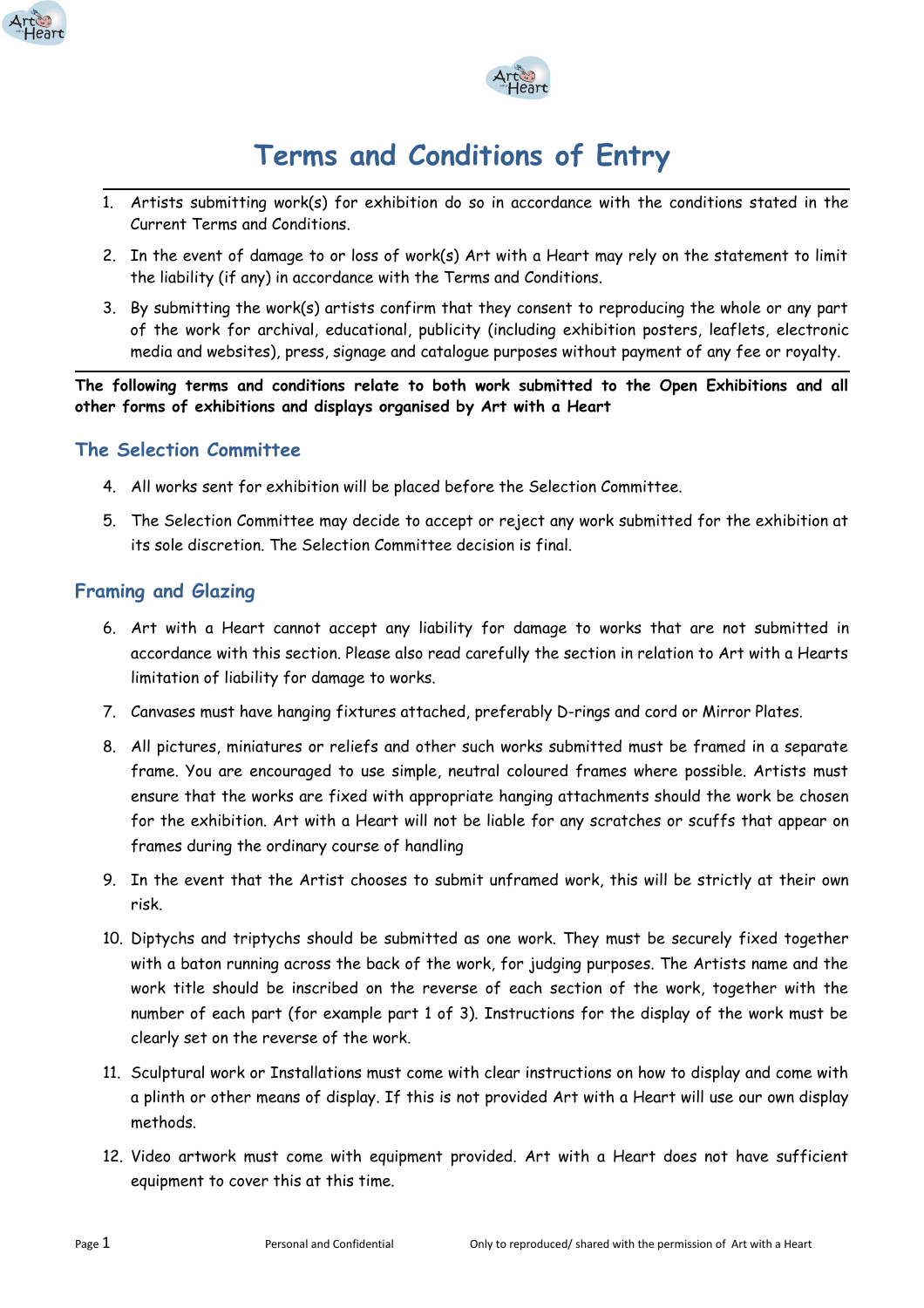# Terms and Conditions of Entry

1. Artists submitting work(s) for exhibition do so in accordance with the conditions stated in the Current Terms and Conditions.
2. In the event of damage to or loss of work(s) Art with a Heart may rely on the statement to limit the liability (if any) in accordance with the Terms and Conditions.
3. By submitting the work(s) artists confirm that they consent to reproducing the whole or any part of the work for archival, educational, publicity (including exhibition posters, leaflets, electronic media and websites), press, signage and catalogue purposes without payment of any fee or royalty.

**The following terms and conditions relate to both work submitted to the Open Exhibitions and all other forms of exhibitions and displays organised by Art with a Heart**

## The Selection Committee

4. All works sent for exhibition will be placed before the Selection Committee.
5. The Selection Committee may decide to accept or reject any work submitted for the exhibition at its sole discretion. The Selection Committee decision is final.

## Framing and Glazing

6. Art with a Heart cannot accept any liability for damage to works that are not submitted in accordance with this section. Please also read carefully the section in relation to Art with a Hearts limitation of liability for damage to works.
7. Canvases must have hanging fixtures attached, preferably D-rings and cord or Mirror Plates.
8. All pictures, miniatures or reliefs and other such works submitted must be framed in a separate frame. You are encouraged to use simple, neutral coloured frames where possible. Artists must ensure that the works are fixed with appropriate hanging attachments should the work be chosen for the exhibition. Art with a Heart will not be liable for any scratches or scuffs that appear on frames during the ordinary course of handling
9. In the event that the Artist chooses to submit unframed work, this will be strictly at their own risk.
10. Diptychs and triptychs should be submitted as one work. They must be securely fixed together with a baton running across the back of the work, for judging purposes. The Artists name and the work title should be inscribed on the reverse of each section of the work, together with the number of each part (for example part 1 of 3). Instructions for the display of the work must be clearly set on the reverse of the work.
11. Sculptural work or Installations must come with clear instructions on how to display and come with a plinth or other means of display. If this is not provided Art with a Heart will use our own display methods.
12. Video artwork must come with equipment provided. Art with a Heart does not have sufficient equipment to cover this at this time.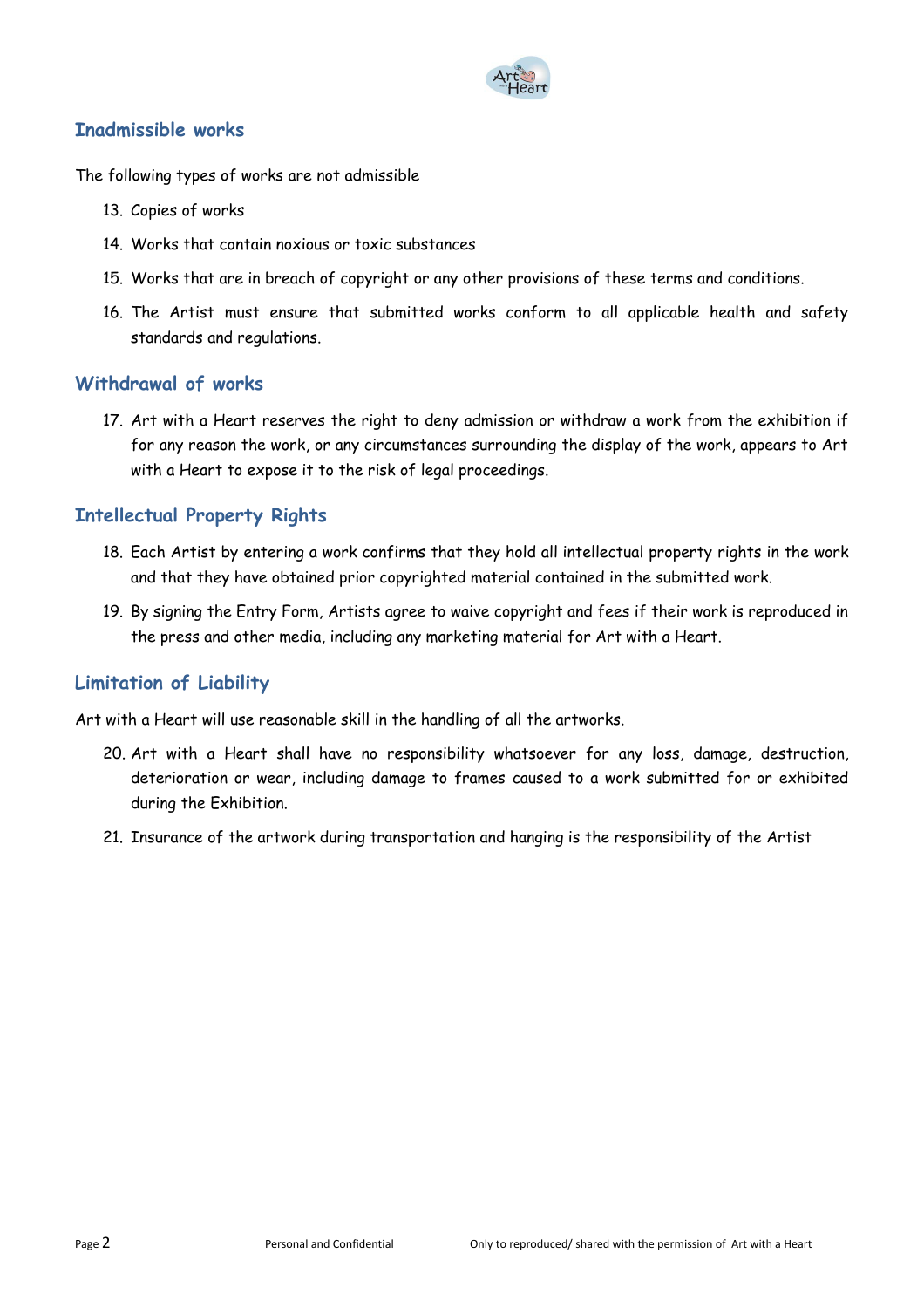## Inadmissible works

The following types of works are not admissible

13. Copies of works
14. Works that contain noxious or toxic substances
15. Works that are in breach of copyright or any other provisions of these terms and conditions.
16. The Artist must ensure that submitted works conform to all applicable health and safety standards and regulations.

## Withdrawal of works

17. Art with a Heart reserves the right to deny admission or withdraw a work from the exhibition if for any reason the work, or any circumstances surrounding the display of the work, appears to Art with a Heart to expose it to the risk of legal proceedings.

## Intellectual Property Rights

18. Each Artist by entering a work confirms that they hold all intellectual property rights in the work and that they have obtained prior copyrighted material contained in the submitted work.
19. By signing the Entry Form, Artists agree to waive copyright and fees if their work is reproduced in the press and other media, including any marketing material for Art with a Heart.

## Limitation of Liability

Art with a Heart will use reasonable skill in the handling of all the artworks.

20. Art with a Heart shall have no responsibility whatsoever for any loss, damage, destruction, deterioration or wear, including damage to frames caused to a work submitted for or exhibited during the Exhibition.
21. Insurance of the artwork during transportation and hanging is the responsibility of the Artist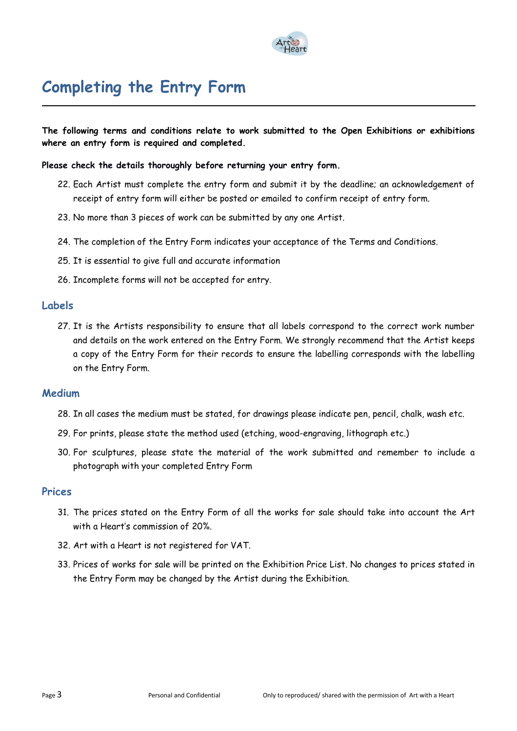# Completing the Entry Form

**The following terms and conditions relate to work submitted to the Open Exhibitions or exhibitions where an entry form is required and completed.**

**Please check the details thoroughly before returning your entry form.**

22. Each Artist must complete the entry form and submit it by the deadline; an acknowledgement of receipt of entry form will either be posted or emailed to confirm receipt of entry form.
23. No more than 3 pieces of work can be submitted by any one Artist.
24. The completion of the Entry Form indicates your acceptance of the Terms and Conditions.
25. It is essential to give full and accurate information
26. Incomplete forms will not be accepted for entry.

## Labels

27. It is the Artists responsibility to ensure that all labels correspond to the correct work number and details on the work entered on the Entry Form. We strongly recommend that the Artist keeps a copy of the Entry Form for their records to ensure the labelling corresponds with the labelling on the Entry Form.

## Medium

28. In all cases the medium must be stated, for drawings please indicate pen, pencil, chalk, wash etc.
29. For prints, please state the method used (etching, wood-engraving, lithograph etc.)
30. For sculptures, please state the material of the work submitted and remember to include a photograph with your completed Entry Form

## Prices

31. The prices stated on the Entry Form of all the works for sale should take into account the Art with a Heart's commission of 20%.
32. Art with a Heart is not registered for VAT.
33. Prices of works for sale will be printed on the Exhibition Price List. No changes to prices stated in the Entry Form may be changed by the Artist during the Exhibition.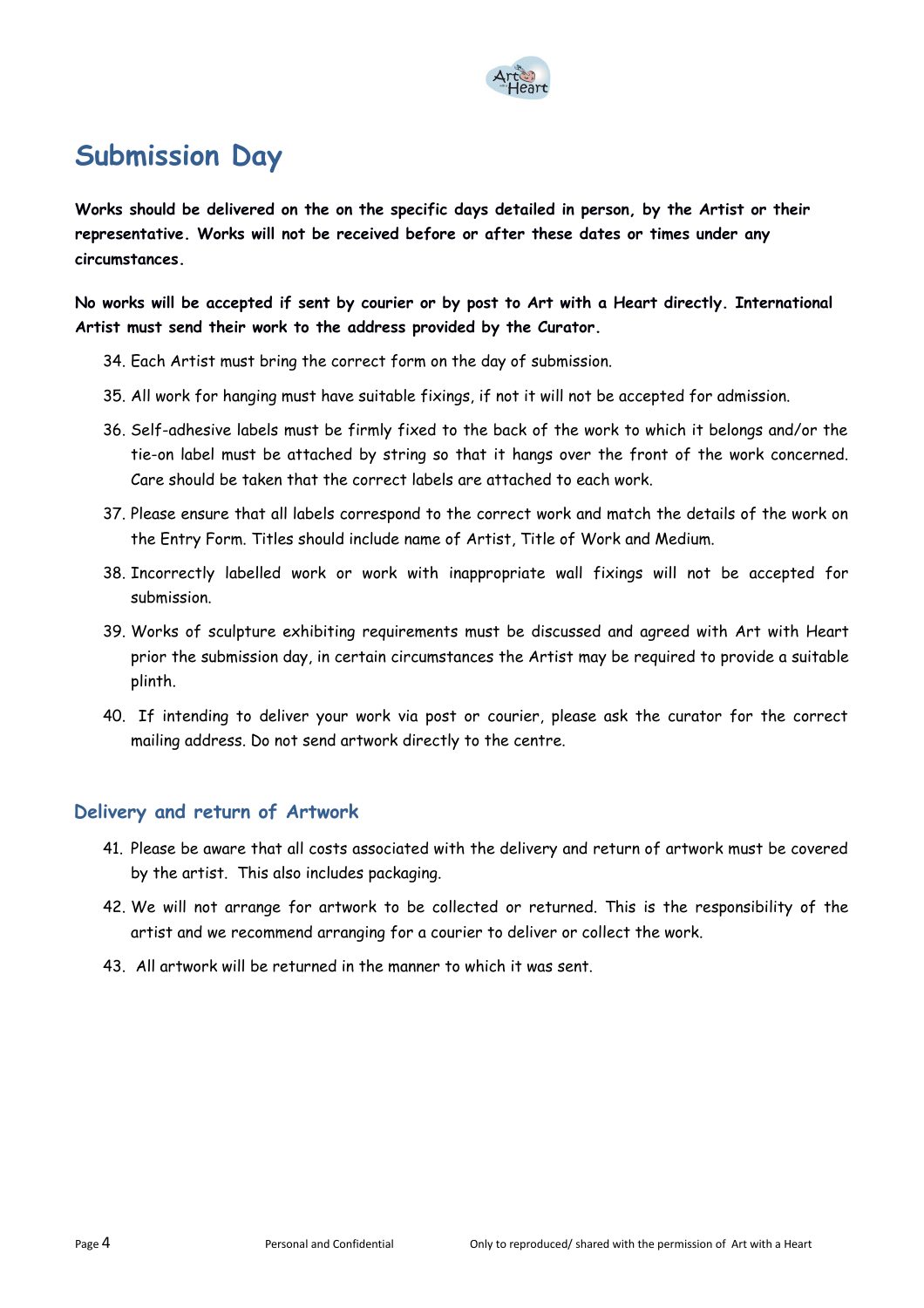# Submission Day

**Works should be delivered on the on the specific days detailed in person, by the Artist or their representative. Works will not be received before or after these dates or times under any circumstances.**

**No works will be accepted if sent by courier or by post to Art with a Heart directly. International Artist must send their work to the address provided by the Curator.**

34. Each Artist must bring the correct form on the day of submission.
35. All work for hanging must have suitable fixings, if not it will not be accepted for admission.
36. Self-adhesive labels must be firmly fixed to the back of the work to which it belongs and/or the tie-on label must be attached by string so that it hangs over the front of the work concerned. Care should be taken that the correct labels are attached to each work.
37. Please ensure that all labels correspond to the correct work and match the details of the work on the Entry Form. Titles should include name of Artist, Title of Work and Medium.
38. Incorrectly labelled work or work with inappropriate wall fixings will not be accepted for submission.
39. Works of sculpture exhibiting requirements must be discussed and agreed with Art with Heart prior the submission day, in certain circumstances the Artist may be required to provide a suitable plinth.
40. If intending to deliver your work via post or courier, please ask the curator for the correct mailing address. Do not send artwork directly to the centre.

## Delivery and return of Artwork

41. Please be aware that all costs associated with the delivery and return of artwork must be covered by the artist. This also includes packaging.
42. We will not arrange for artwork to be collected or returned. This is the responsibility of the artist and we recommend arranging for a courier to deliver or collect the work.
43. All artwork will be returned in the manner to which it was sent.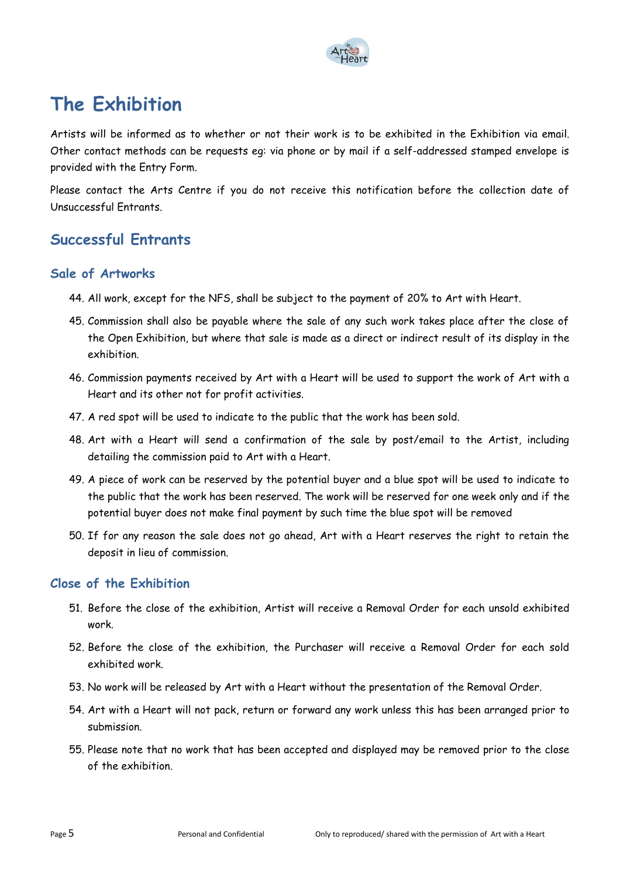# The Exhibition

Artists will be informed as to whether or not their work is to be exhibited in the Exhibition via email. Other contact methods can be requests eg: via phone or by mail if a self-addressed stamped envelope is provided with the Entry Form.

Please contact the Arts Centre if you do not receive this notification before the collection date of Unsuccessful Entrants.

## Successful Entrants

### Sale of Artworks

44. All work, except for the NFS, shall be subject to the payment of 20% to Art with Heart.
45. Commission shall also be payable where the sale of any such work takes place after the close of the Open Exhibition, but where that sale is made as a direct or indirect result of its display in the exhibition.
46. Commission payments received by Art with a Heart will be used to support the work of Art with a Heart and its other not for profit activities.
47. A red spot will be used to indicate to the public that the work has been sold.
48. Art with a Heart will send a confirmation of the sale by post/email to the Artist, including detailing the commission paid to Art with a Heart.
49. A piece of work can be reserved by the potential buyer and a blue spot will be used to indicate to the public that the work has been reserved. The work will be reserved for one week only and if the potential buyer does not make final payment by such time the blue spot will be removed
50. If for any reason the sale does not go ahead, Art with a Heart reserves the right to retain the deposit in lieu of commission.

### Close of the Exhibition

51. Before the close of the exhibition, Artist will receive a Removal Order for each unsold exhibited work.
52. Before the close of the exhibition, the Purchaser will receive a Removal Order for each sold exhibited work.
53. No work will be released by Art with a Heart without the presentation of the Removal Order.
54. Art with a Heart will not pack, return or forward any work unless this has been arranged prior to submission.
55. Please note that no work that has been accepted and displayed may be removed prior to the close of the exhibition.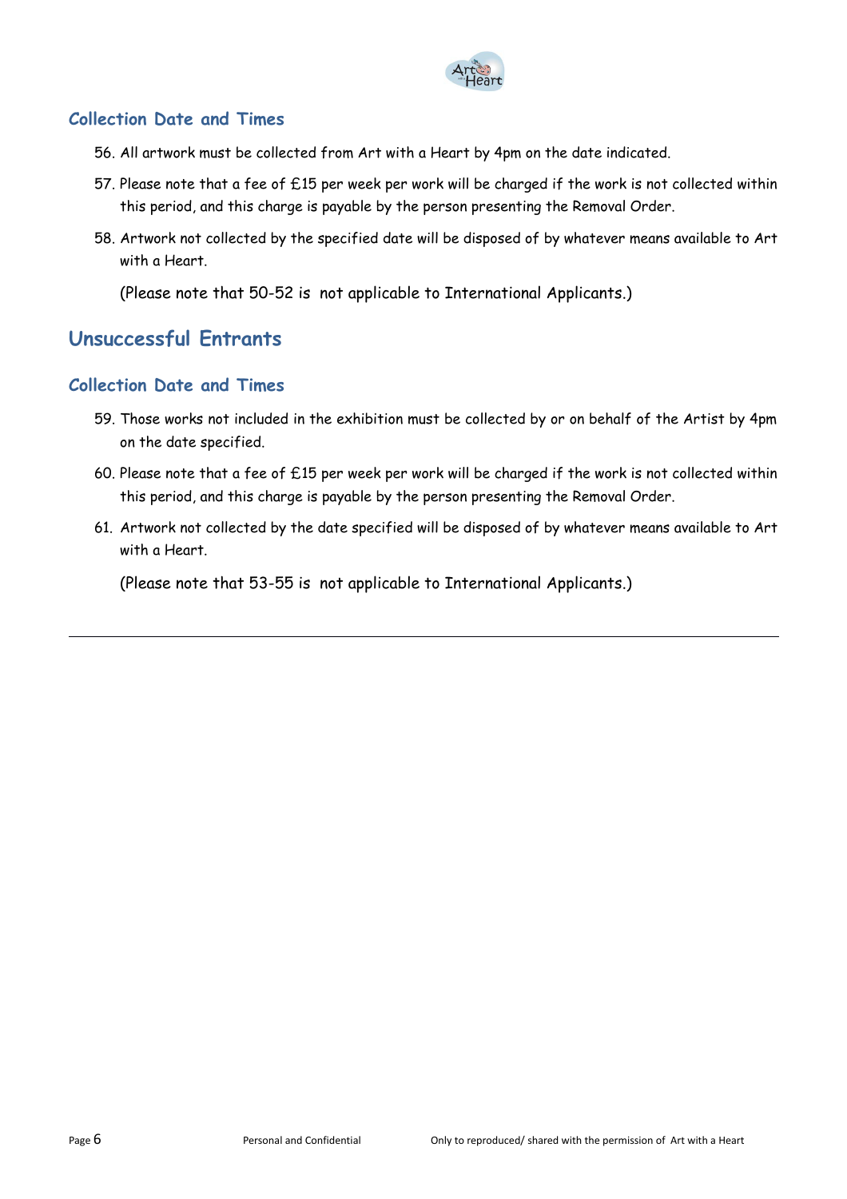### Collection Date and Times

56. All artwork must be collected from Art with a Heart by 4pm on the date indicated.
57. Please note that a fee of £15 per week per work will be charged if the work is not collected within this period, and this charge is payable by the person presenting the Removal Order.
58. Artwork not collected by the specified date will be disposed of by whatever means available to Art with a Heart.

(Please note that 50-52 is not applicable to International Applicants.)

## Unsuccessful Entrants

### Collection Date and Times

59. Those works not included in the exhibition must be collected by or on behalf of the Artist by 4pm on the date specified.
60. Please note that a fee of £15 per week per work will be charged if the work is not collected within this period, and this charge is payable by the person presenting the Removal Order.
61. Artwork not collected by the date specified will be disposed of by whatever means available to Art with a Heart.

(Please note that 53-55 is not applicable to International Applicants.)

---